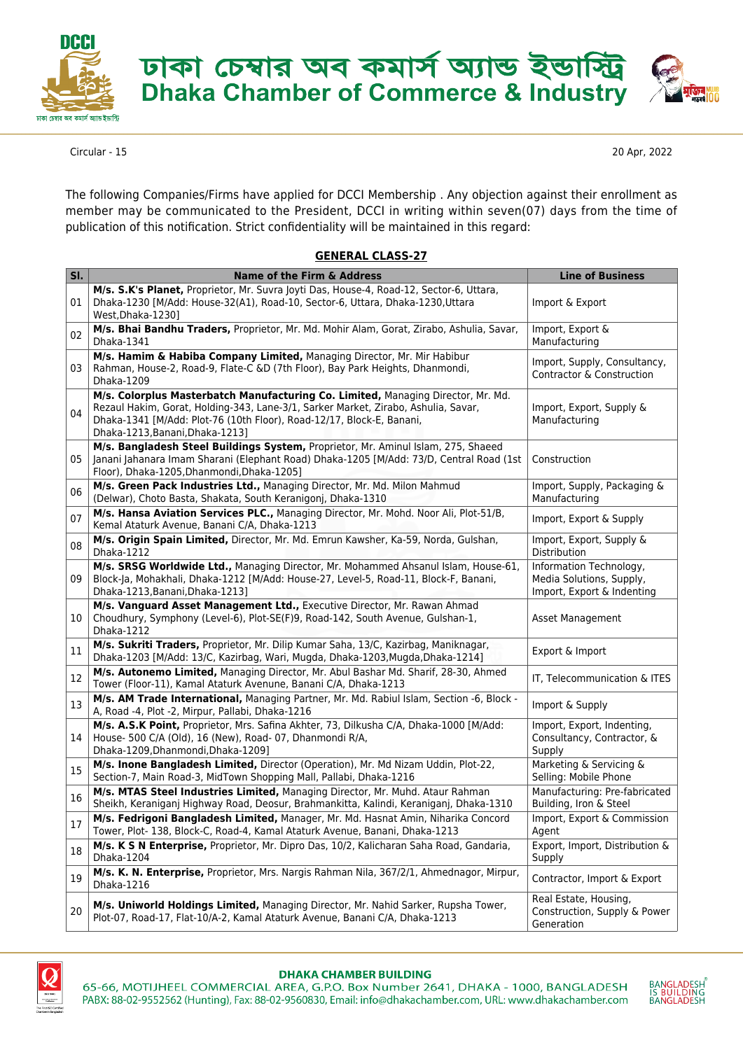# ঢাকা চেম্বার অব কমার্স অ্যান্ড ইন্ডাস্ট্রি
# Dhaka Chamber of Commerce & Industry

Circular - 15

20 Apr, 2022

The following Companies/Firms have applied for DCCI Membership . Any objection against their enrollment as member may be communicated to the President, DCCI in writing within seven(07) days from the time of publication of this notification. Strict confidentiality will be maintained in this regard:

## GENERAL CLASS-27

| Sl. | Name of the Firm & Address | Line of Business |
|---|---|---|
| 01 | **M/s. S.K's Planet,** Proprietor, Mr. Suvra Joyti Das, House-4, Road-12, Sector-6, Uttara, Dhaka-1230 [M/Add: House-32(A1), Road-10, Sector-6, Uttara, Dhaka-1230,Uttara West,Dhaka-1230] | Import & Export |
| 02 | **M/s. Bhai Bandhu Traders,** Proprietor, Mr. Md. Mohir Alam, Gorat, Zirabo, Ashulia, Savar, Dhaka-1341 | Import, Export & Manufacturing |
| 03 | **M/s. Hamim & Habiba Company Limited,** Managing Director, Mr. Mir Habibur Rahman, House-2, Road-9, Flate-C &D (7th Floor), Bay Park Heights, Dhanmondi, Dhaka-1209 | Import, Supply, Consultancy, Contractor & Construction |
| 04 | **M/s. Colorplus Masterbatch Manufacturing Co. Limited,** Managing Director, Mr. Md. Rezaul Hakim, Gorat, Holding-343, Lane-3/1, Sarker Market, Zirabo, Ashulia, Savar, Dhaka-1341 [M/Add: Plot-76 (10th Floor), Road-12/17, Block-E, Banani, Dhaka-1213,Banani,Dhaka-1213] | Import, Export, Supply & Manufacturing |
| 05 | **M/s. Bangladesh Steel Buildings System,** Proprietor, Mr. Aminul Islam, 275, Shaeed Janani Jahanara Imam Sharani (Elephant Road) Dhaka-1205 [M/Add: 73/D, Central Road (1st Floor), Dhaka-1205,Dhanmondi,Dhaka-1205] | Construction |
| 06 | **M/s. Green Pack Industries Ltd.,** Managing Director, Mr. Md. Milon Mahmud (Delwar), Choto Basta, Shakata, South Keranigonj, Dhaka-1310 | Import, Supply, Packaging & Manufacturing |
| 07 | **M/s. Hansa Aviation Services PLC.,** Managing Director, Mr. Mohd. Noor Ali, Plot-51/B, Kemal Ataturk Avenue, Banani C/A, Dhaka-1213 | Import, Export & Supply |
| 08 | **M/s. Origin Spain Limited,** Director, Mr. Md. Emrun Kawsher, Ka-59, Norda, Gulshan, Dhaka-1212 | Import, Export, Supply & Distribution |
| 09 | **M/s. SRSG Worldwide Ltd.,** Managing Director, Mr. Mohammed Ahsanul Islam, House-61, Block-Ja, Mohakhali, Dhaka-1212 [M/Add: House-27, Level-5, Road-11, Block-F, Banani, Dhaka-1213,Banani,Dhaka-1213] | Information Technology, Media Solutions, Supply, Import, Export & Indenting |
| 10 | **M/s. Vanguard Asset Management Ltd.,** Executive Director, Mr. Rawan Ahmad Choudhury, Symphony (Level-6), Plot-SE(F)9, Road-142, South Avenue, Gulshan-1, Dhaka-1212 | Asset Management |
| 11 | **M/s. Sukriti Traders,** Proprietor, Mr. Dilip Kumar Saha, 13/C, Kazirbag, Maniknagar, Dhaka-1203 [M/Add: 13/C, Kazirbag, Wari, Mugda, Dhaka-1203,Mugda,Dhaka-1214] | Export & Import |
| 12 | **M/s. Autonemo Limited,** Managing Director, Mr. Abul Bashar Md. Sharif, 28-30, Ahmed Tower (Floor-11), Kamal Ataturk Avenune, Banani C/A, Dhaka-1213 | IT, Telecommunication & ITES |
| 13 | **M/s. AM Trade International,** Managing Partner, Mr. Md. Rabiul Islam, Section -6, Block - A, Road -4, Plot -2, Mirpur, Pallabi, Dhaka-1216 | Import & Supply |
| 14 | **M/s. A.S.K Point,** Proprietor, Mrs. Safina Akhter, 73, Dilkusha C/A, Dhaka-1000 [M/Add: House- 500 C/A (Old), 16 (New), Road- 07, Dhanmondi R/A, Dhaka-1209,Dhanmondi,Dhaka-1209] | Import, Export, Indenting, Consultancy, Contractor, & Supply |
| 15 | **M/s. Inone Bangladesh Limited,** Director (Operation), Mr. Md Nizam Uddin, Plot-22, Section-7, Main Road-3, MidTown Shopping Mall, Pallabi, Dhaka-1216 | Marketing & Servicing & Selling: Mobile Phone |
| 16 | **M/s. MTAS Steel Industries Limited,** Managing Director, Mr. Muhd. Ataur Rahman Sheikh, Keraniganj Highway Road, Deosur, Brahmankitta, Kalindi, Keraniganj, Dhaka-1310 | Manufacturing: Pre-fabricated Building, Iron & Steel |
| 17 | **M/s. Fedrigoni Bangladesh Limited,** Manager, Mr. Md. Hasnat Amin, Niharika Concord Tower, Plot- 138, Block-C, Road-4, Kamal Ataturk Avenue, Banani, Dhaka-1213 | Import, Export & Commission Agent |
| 18 | **M/s. K S N Enterprise,** Proprietor, Mr. Dipro Das, 10/2, Kalicharan Saha Road, Gandaria, Dhaka-1204 | Export, Import, Distribution & Supply |
| 19 | **M/s. K. N. Enterprise,** Proprietor, Mrs. Nargis Rahman Nila, 367/2/1, Ahmednagor, Mirpur, Dhaka-1216 | Contractor, Import & Export |
| 20 | **M/s. Uniworld Holdings Limited,** Managing Director, Mr. Nahid Sarker, Rupsha Tower, Plot-07, Road-17, Flat-10/A-2, Kamal Ataturk Avenue, Banani C/A, Dhaka-1213 | Real Estate, Housing, Construction, Supply & Power Generation |

**DHAKA CHAMBER BUILDING**
65-66, MOTIJHEEL COMMERCIAL AREA, G.P.O. Box Number 2641, DHAKA - 1000, BANGLADESH
PABX: 88-02-9552562 (Hunting), Fax: 88-02-9560830, Email: info@dhakachamber.com, URL: www.dhakachamber.com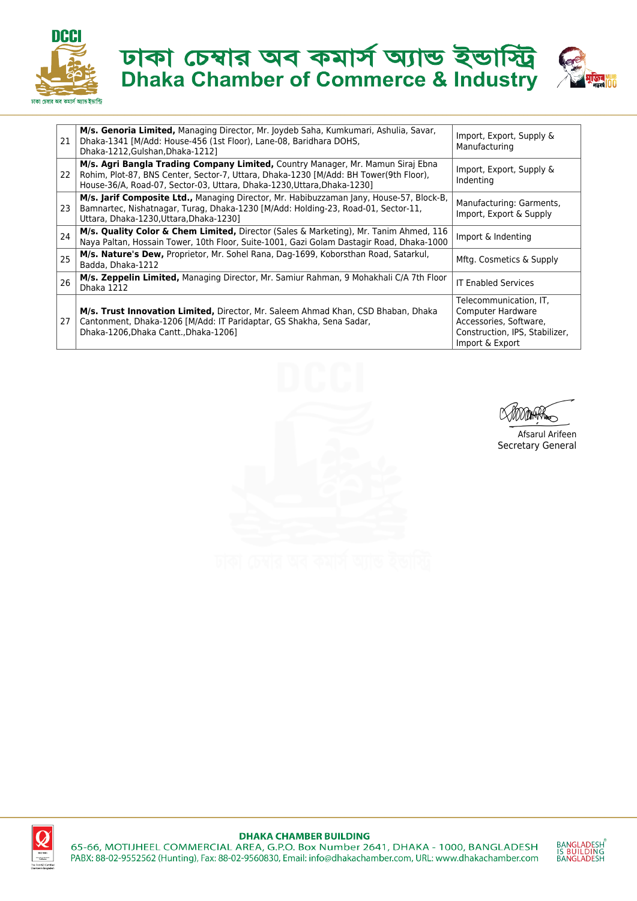| | | |
|---|---|---|
| 21 | **M/s. Genoria Limited,** Managing Director, Mr. Joydeb Saha, Kumkumari, Ashulia, Savar, Dhaka-1341 [M/Add: House-456 (1st Floor), Lane-08, Baridhara DOHS, Dhaka-1212,Gulshan,Dhaka-1212] | Import, Export, Supply & Manufacturing |
| 22 | **M/s. Agri Bangla Trading Company Limited,** Country Manager, Mr. Mamun Siraj Ebna Rohim, Plot-87, BNS Center, Sector-7, Uttara, Dhaka-1230 [M/Add: BH Tower(9th Floor), House-36/A, Road-07, Sector-03, Uttara, Dhaka-1230,Uttara,Dhaka-1230] | Import, Export, Supply & Indenting |
| 23 | **M/s. Jarif Composite Ltd.,** Managing Director, Mr. Habibuzzaman Jany, House-57, Block-B, Bamnartec, Nishatnagar, Turag, Dhaka-1230 [M/Add: Holding-23, Road-01, Sector-11, Uttara, Dhaka-1230,Uttara,Dhaka-1230] | Manufacturing: Garments, Import, Export & Supply |
| 24 | **M/s. Quality Color & Chem Limited,** Director (Sales & Marketing), Mr. Tanim Ahmed, 116 Naya Paltan, Hossain Tower, 10th Floor, Suite-1001, Gazi Golam Dastagir Road, Dhaka-1000 | Import & Indenting |
| 25 | **M/s. Nature's Dew,** Proprietor, Mr. Sohel Rana, Dag-1699, Koborsthan Road, Satarkul, Badda, Dhaka-1212 | Mftg. Cosmetics & Supply |
| 26 | **M/s. Zeppelin Limited,** Managing Director, Mr. Samiur Rahman, 9 Mohakhali C/A 7th Floor Dhaka 1212 | IT Enabled Services |
| 27 | **M/s. Trust Innovation Limited,** Director, Mr. Saleem Ahmad Khan, CSD Bhaban, Dhaka Cantonment, Dhaka-1206 [M/Add: IT Paridaptar, GS Shakha, Sena Sadar, Dhaka-1206,Dhaka Cantt.,Dhaka-1206] | Telecommunication, IT, Computer Hardware Accessories, Software, Construction, IPS, Stabilizer, Import & Export |

Afsarul Arifeen
Secretary General